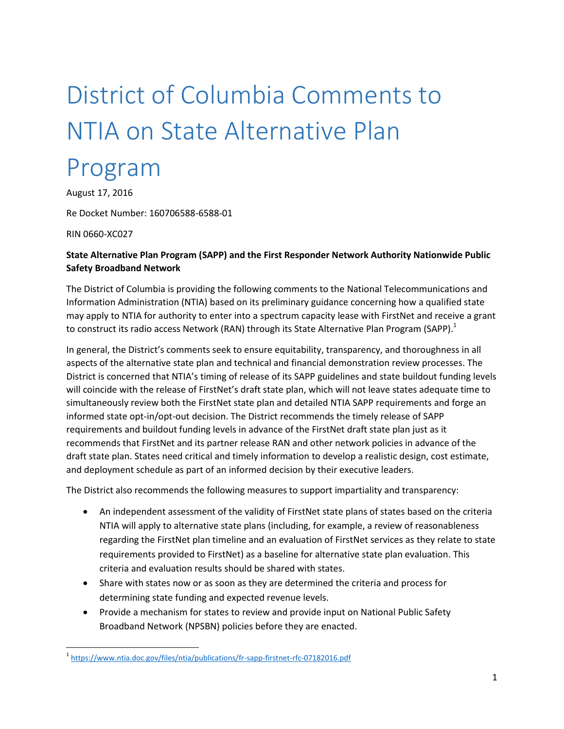# District of Columbia Comments to NTIA on State Alternative Plan Program

August 17, 2016

Re Docket Number: 160706588-6588-01

RIN 0660-XC027

**State Alternative Plan Program (SAPP) and the First Responder Network Authority Nationwide Public Safety Broadband Network**

The District of Columbia is providing the following comments to the National Telecommunications and Information Administration (NTIA) based on its preliminary guidance concerning how a qualified state may apply to NTIA for authority to enter into a spectrum capacity lease with FirstNet and receive a grant to construct its radio access Network (RAN) through its State Alternative Plan Program (SAPP).[1]

In general, the District's comments seek to ensure equitability, transparency, and thoroughness in all aspects of the alternative state plan and technical and financial demonstration review processes. The District is concerned that NTIA's timing of release of its SAPP guidelines and state buildout funding levels will coincide with the release of FirstNet's draft state plan, which will not leave states adequate time to simultaneously review both the FirstNet state plan and detailed NTIA SAPP requirements and forge an informed state opt-in/opt-out decision. The District recommends the timely release of SAPP requirements and buildout funding levels in advance of the FirstNet draft state plan just as it recommends that FirstNet and its partner release RAN and other network policies in advance of the draft state plan. States need critical and timely information to develop a realistic design, cost estimate, and deployment schedule as part of an informed decision by their executive leaders.

The District also recommends the following measures to support impartiality and transparency:

- An independent assessment of the validity of FirstNet state plans of states based on the criteria NTIA will apply to alternative state plans (including, for example, a review of reasonableness regarding the FirstNet plan timeline and an evaluation of FirstNet services as they relate to state requirements provided to FirstNet) as a baseline for alternative state plan evaluation. This criteria and evaluation results should be shared with states.
- Share with states now or as soon as they are determined the criteria and process for determining state funding and expected revenue levels.
- Provide a mechanism for states to review and provide input on National Public Safety Broadband Network (NPSBN) policies before they are enacted.

[1] https://www.ntia.doc.gov/files/ntia/publications/fr-sapp-firstnet-rfc-07182016.pdf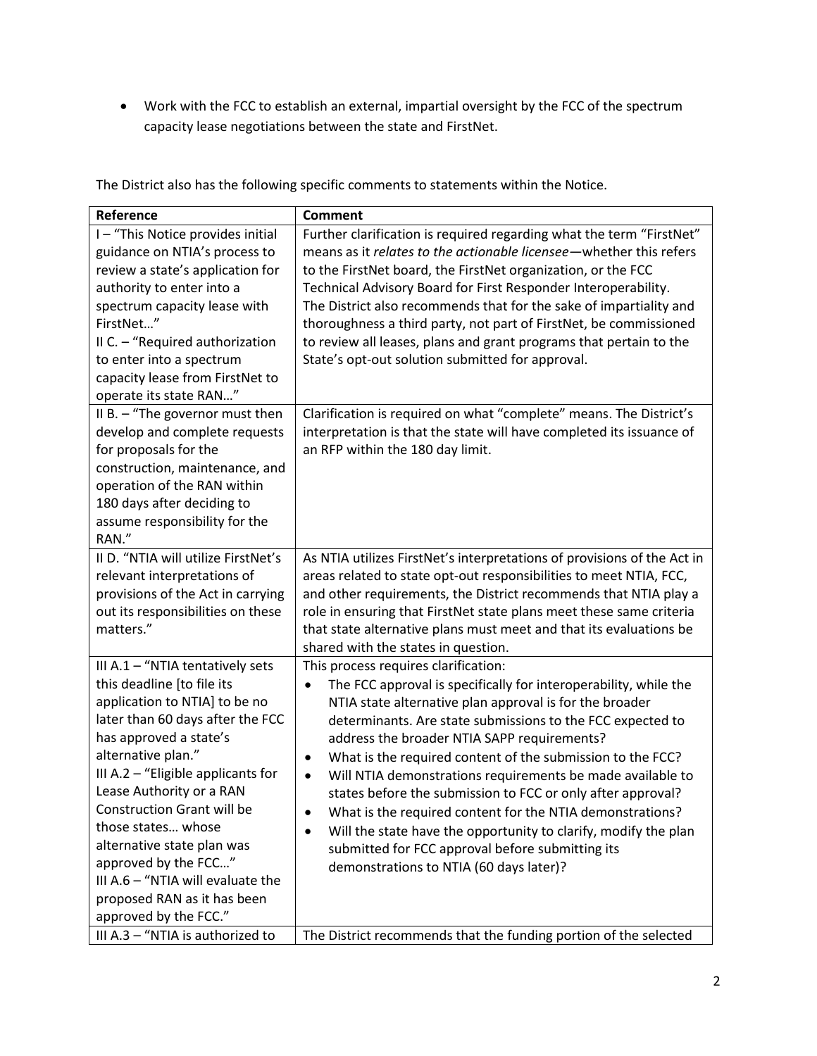- Work with the FCC to establish an external, impartial oversight by the FCC of the spectrum capacity lease negotiations between the state and FirstNet.

The District also has the following specific comments to statements within the Notice.

| Reference | Comment |
|---|---|
| I – "This Notice provides initial guidance on NTIA's process to review a state's application for authority to enter into a spectrum capacity lease with FirstNet…"<br>II C. – "Required authorization to enter into a spectrum capacity lease from FirstNet to operate its state RAN…" | Further clarification is required regarding what the term "FirstNet" means as it *relates to the actionable licensee*—whether this refers to the FirstNet board, the FirstNet organization, or the FCC Technical Advisory Board for First Responder Interoperability. The District also recommends that for the sake of impartiality and thoroughness a third party, not part of FirstNet, be commissioned to review all leases, plans and grant programs that pertain to the State's opt-out solution submitted for approval. |
| II B. – "The governor must then develop and complete requests for proposals for the construction, maintenance, and operation of the RAN within 180 days after deciding to assume responsibility for the RAN." | Clarification is required on what "complete" means. The District's interpretation is that the state will have completed its issuance of an RFP within the 180 day limit. |
| II D. "NTIA will utilize FirstNet's relevant interpretations of provisions of the Act in carrying out its responsibilities on these matters." | As NTIA utilizes FirstNet's interpretations of provisions of the Act in areas related to state opt-out responsibilities to meet NTIA, FCC, and other requirements, the District recommends that NTIA play a role in ensuring that FirstNet state plans meet these same criteria that state alternative plans must meet and that its evaluations be shared with the states in question. |
| III A.1 – "NTIA tentatively sets this deadline [to file its application to NTIA] to be no later than 60 days after the FCC has approved a state's alternative plan."<br>III A.2 – "Eligible applicants for Lease Authority or a RAN Construction Grant will be those states… whose alternative state plan was approved by the FCC…"<br>III A.6 – "NTIA will evaluate the proposed RAN as it has been approved by the FCC." | This process requires clarification:<br>• The FCC approval is specifically for interoperability, while the NTIA state alternative plan approval is for the broader determinants. Are state submissions to the FCC expected to address the broader NTIA SAPP requirements?<br>• What is the required content of the submission to the FCC?<br>• Will NTIA demonstrations requirements be made available to states before the submission to FCC or only after approval?<br>• What is the required content for the NTIA demonstrations?<br>• Will the state have the opportunity to clarify, modify the plan submitted for FCC approval before submitting its demonstrations to NTIA (60 days later)? |
| III A.3 – "NTIA is authorized to | The District recommends that the funding portion of the selected |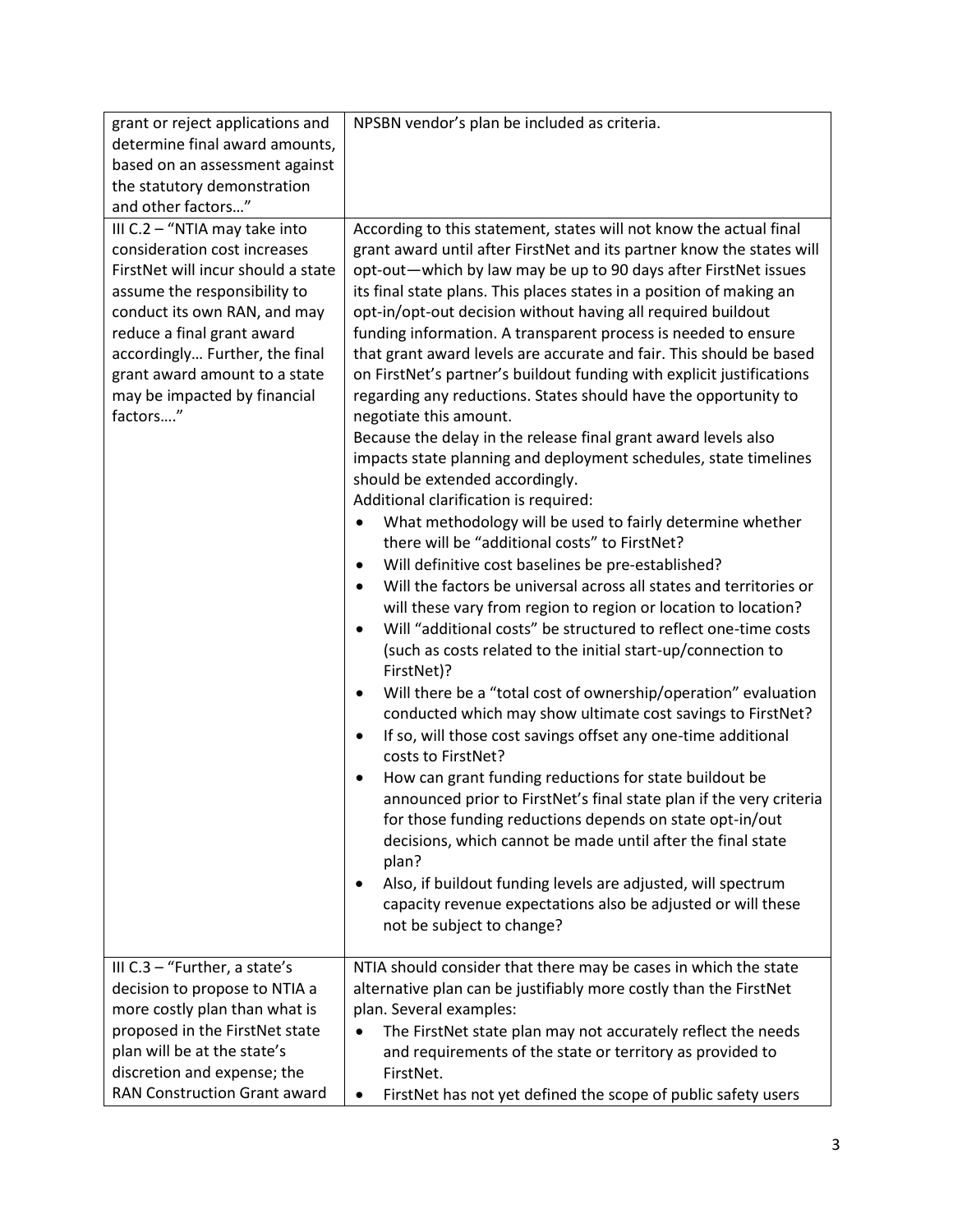| | |
|---|---|
| grant or reject applications and determine final award amounts, based on an assessment against the statutory demonstration and other factors…" | NPSBN vendor's plan be included as criteria. |
| III C.2 – "NTIA may take into consideration cost increases FirstNet will incur should a state assume the responsibility to conduct its own RAN, and may reduce a final grant award accordingly… Further, the final grant award amount to a state may be impacted by financial factors…." | According to this statement, states will not know the actual final grant award until after FirstNet and its partner know the states will opt-out—which by law may be up to 90 days after FirstNet issues its final state plans. This places states in a position of making an opt-in/opt-out decision without having all required buildout funding information. A transparent process is needed to ensure that grant award levels are accurate and fair. This should be based on FirstNet's partner's buildout funding with explicit justifications regarding any reductions. States should have the opportunity to negotiate this amount.<br>Because the delay in the release final grant award levels also impacts state planning and deployment schedules, state timelines should be extended accordingly.<br>Additional clarification is required:<br>• What methodology will be used to fairly determine whether there will be "additional costs" to FirstNet?<br>• Will definitive cost baselines be pre-established?<br>• Will the factors be universal across all states and territories or will these vary from region to region or location to location?<br>• Will "additional costs" be structured to reflect one-time costs (such as costs related to the initial start-up/connection to FirstNet)?<br>• Will there be a "total cost of ownership/operation" evaluation conducted which may show ultimate cost savings to FirstNet?<br>• If so, will those cost savings offset any one-time additional costs to FirstNet?<br>• How can grant funding reductions for state buildout be announced prior to FirstNet's final state plan if the very criteria for those funding reductions depends on state opt-in/out decisions, which cannot be made until after the final state plan?<br>• Also, if buildout funding levels are adjusted, will spectrum capacity revenue expectations also be adjusted or will these not be subject to change? |
| III C.3 – "Further, a state's decision to propose to NTIA a more costly plan than what is proposed in the FirstNet state plan will be at the state's discretion and expense; the RAN Construction Grant award | NTIA should consider that there may be cases in which the state alternative plan can be justifiably more costly than the FirstNet plan. Several examples:<br>• The FirstNet state plan may not accurately reflect the needs and requirements of the state or territory as provided to FirstNet.<br>• FirstNet has not yet defined the scope of public safety users |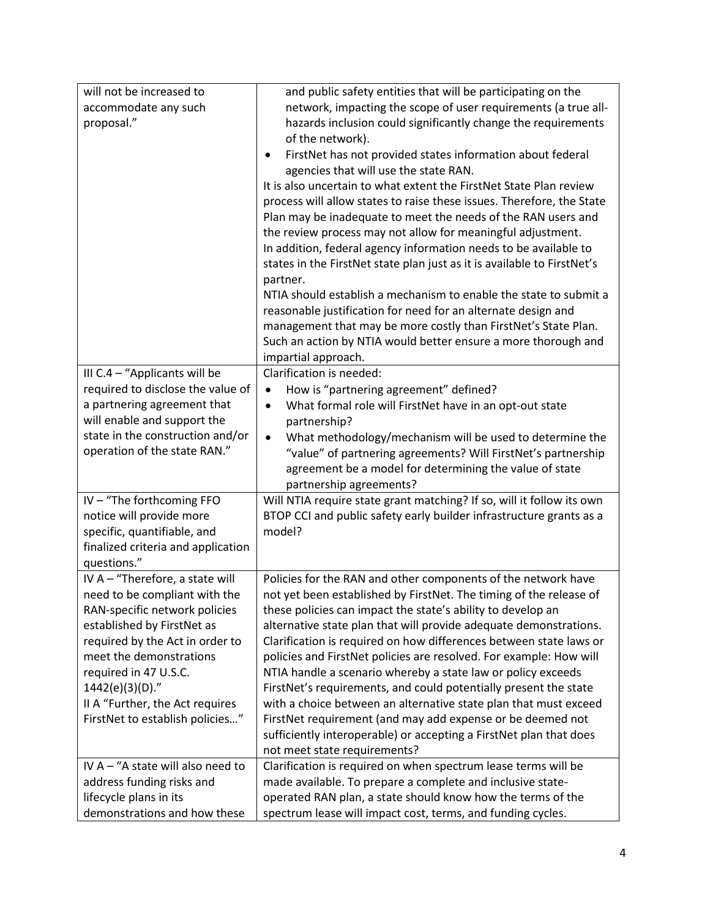| | |
|---|---|
| will not be increased to accommodate any such proposal." | and public safety entities that will be participating on the network, impacting the scope of user requirements (a true all-hazards inclusion could significantly change the requirements of the network).<br>• FirstNet has not provided states information about federal agencies that will use the state RAN.<br>It is also uncertain to what extent the FirstNet State Plan review process will allow states to raise these issues. Therefore, the State Plan may be inadequate to meet the needs of the RAN users and the review process may not allow for meaningful adjustment.<br>In addition, federal agency information needs to be available to states in the FirstNet state plan just as it is available to FirstNet's partner.<br>NTIA should establish a mechanism to enable the state to submit a reasonable justification for need for an alternate design and management that may be more costly than FirstNet's State Plan. Such an action by NTIA would better ensure a more thorough and impartial approach. |
| III C.4 – "Applicants will be required to disclose the value of a partnering agreement that will enable and support the state in the construction and/or operation of the state RAN." | Clarification is needed:<br>• How is "partnering agreement" defined?<br>• What formal role will FirstNet have in an opt-out state partnership?<br>• What methodology/mechanism will be used to determine the "value" of partnering agreements? Will FirstNet's partnership agreement be a model for determining the value of state partnership agreements? |
| IV – "The forthcoming FFO notice will provide more specific, quantifiable, and finalized criteria and application questions." | Will NTIA require state grant matching? If so, will it follow its own BTOP CCI and public safety early builder infrastructure grants as a model? |
| IV A – "Therefore, a state will need to be compliant with the RAN-specific network policies established by FirstNet as required by the Act in order to meet the demonstrations required in 47 U.S.C. 1442(e)(3)(D)."<br>II A "Further, the Act requires FirstNet to establish policies…" | Policies for the RAN and other components of the network have not yet been established by FirstNet. The timing of the release of these policies can impact the state's ability to develop an alternative state plan that will provide adequate demonstrations. Clarification is required on how differences between state laws or policies and FirstNet policies are resolved. For example: How will NTIA handle a scenario whereby a state law or policy exceeds FirstNet's requirements, and could potentially present the state with a choice between an alternative state plan that must exceed FirstNet requirement (and may add expense or be deemed not sufficiently interoperable) or accepting a FirstNet plan that does not meet state requirements? |
| IV A – "A state will also need to address funding risks and lifecycle plans in its demonstrations and how these | Clarification is required on when spectrum lease terms will be made available. To prepare a complete and inclusive state-operated RAN plan, a state should know how the terms of the spectrum lease will impact cost, terms, and funding cycles. |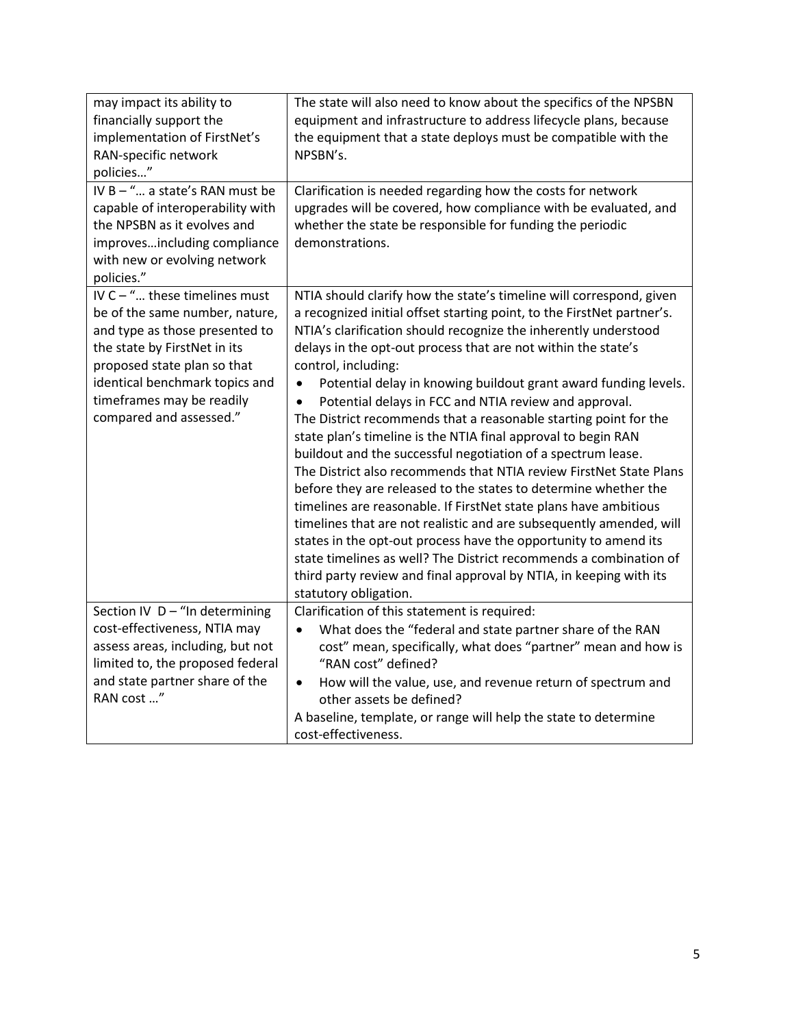| | |
|---|---|
| may impact its ability to financially support the implementation of FirstNet's RAN-specific network policies…" | The state will also need to know about the specifics of the NPSBN equipment and infrastructure to address lifecycle plans, because the equipment that a state deploys must be compatible with the NPSBN's. |
| IV B – "… a state's RAN must be capable of interoperability with the NPSBN as it evolves and improves…including compliance with new or evolving network policies." | Clarification is needed regarding how the costs for network upgrades will be covered, how compliance with be evaluated, and whether the state be responsible for funding the periodic demonstrations. |
| IV C – "… these timelines must be of the same number, nature, and type as those presented to the state by FirstNet in its proposed state plan so that identical benchmark topics and timeframes may be readily compared and assessed." | NTIA should clarify how the state's timeline will correspond, given a recognized initial offset starting point, to the FirstNet partner's. NTIA's clarification should recognize the inherently understood delays in the opt-out process that are not within the state's control, including:<br>• Potential delay in knowing buildout grant award funding levels.<br>• Potential delays in FCC and NTIA review and approval.<br>The District recommends that a reasonable starting point for the state plan's timeline is the NTIA final approval to begin RAN buildout and the successful negotiation of a spectrum lease.<br>The District also recommends that NTIA review FirstNet State Plans before they are released to the states to determine whether the timelines are reasonable. If FirstNet state plans have ambitious timelines that are not realistic and are subsequently amended, will states in the opt-out process have the opportunity to amend its state timelines as well? The District recommends a combination of third party review and final approval by NTIA, in keeping with its statutory obligation. |
| Section IV D – "In determining cost-effectiveness, NTIA may assess areas, including, but not limited to, the proposed federal and state partner share of the RAN cost …" | Clarification of this statement is required:<br>• What does the "federal and state partner share of the RAN cost" mean, specifically, what does "partner" mean and how is "RAN cost" defined?<br>• How will the value, use, and revenue return of spectrum and other assets be defined?<br>A baseline, template, or range will help the state to determine cost-effectiveness. |